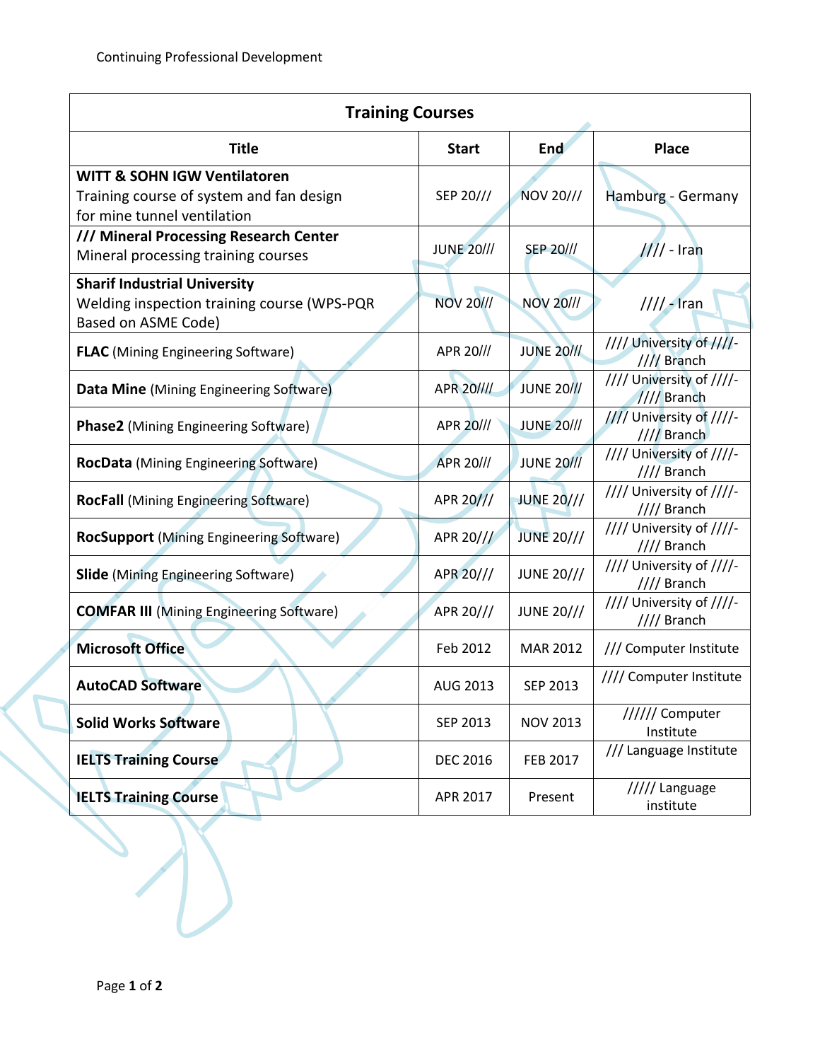Continuing Professional Development

| Training Courses | | | |
|---|---|---|---|
| **Title** | **Start** | **End** | **Place** |
| **WITT & SOHN IGW Ventilatoren** Training course of system and fan design for mine tunnel ventilation | SEP 20/// | NOV 20/// | Hamburg - Germany |
| **/// Mineral Processing Research Center** Mineral processing training courses | JUNE 20/// | SEP 20/// | //// - Iran |
| **Sharif Industrial University** Welding inspection training course (WPS-PQR Based on ASME Code) | NOV 20/// | NOV 20/// | //// - Iran |
| **FLAC** (Mining Engineering Software) | APR 20/// | JUNE 20/// | //// University of ////- //// Branch |
| **Data Mine** (Mining Engineering Software) | APR 20//// | JUNE 20/// | //// University of ////- //// Branch |
| **Phase2** (Mining Engineering Software) | APR 20/// | JUNE 20/// | //// University of ////- //// Branch |
| **RocData** (Mining Engineering Software) | APR 20/// | JUNE 20/// | //// University of ////- //// Branch |
| **RocFall** (Mining Engineering Software) | APR 20/// | JUNE 20/// | //// University of ////- //// Branch |
| **RocSupport** (Mining Engineering Software) | APR 20/// | JUNE 20/// | //// University of ////- //// Branch |
| **Slide** (Mining Engineering Software) | APR 20/// | JUNE 20/// | //// University of ////- //// Branch |
| **COMFAR III** (Mining Engineering Software) | APR 20/// | JUNE 20/// | //// University of ////- //// Branch |
| **Microsoft Office** | Feb 2012 | MAR 2012 | /// Computer Institute |
| **AutoCAD Software** | AUG 2013 | SEP 2013 | //// Computer Institute |
| **Solid Works Software** | SEP 2013 | NOV 2013 | ////// Computer Institute |
| **IELTS Training Course** | DEC 2016 | FEB 2017 | /// Language Institute |
| **IELTS Training Course** | APR 2017 | Present | ///// Language institute |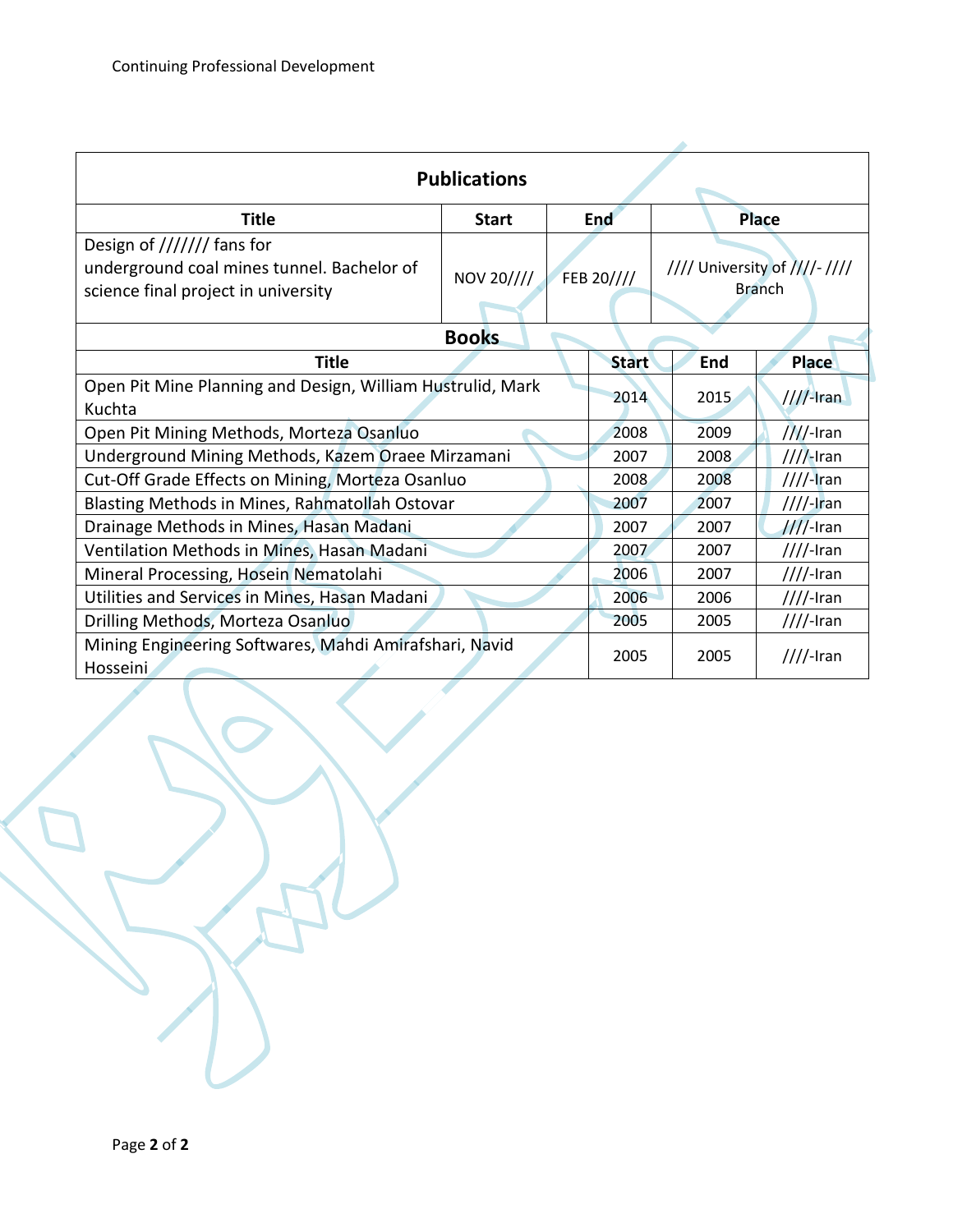## Publications

| Title | Start | End | Place |
| --- | --- | --- | --- |
| Design of /////// fans for underground coal mines tunnel. Bachelor of science final project in university | NOV 20//// | FEB 20//// | //// University of ////- //// Branch |

## Books

| Title | Start | End | Place |
| --- | --- | --- | --- |
| Open Pit Mine Planning and Design, William Hustrulid, Mark Kuchta | 2014 | 2015 | ////-Iran |
| Open Pit Mining Methods, Morteza Osanluo | 2008 | 2009 | ////-Iran |
| Underground Mining Methods, Kazem Oraee Mirzamani | 2007 | 2008 | ////-Iran |
| Cut-Off Grade Effects on Mining, Morteza Osanluo | 2008 | 2008 | ////-Iran |
| Blasting Methods in Mines, Rahmatollah Ostovar | 2007 | 2007 | ////-Iran |
| Drainage Methods in Mines, Hasan Madani | 2007 | 2007 | ////-Iran |
| Ventilation Methods in Mines, Hasan Madani | 2007 | 2007 | ////-Iran |
| Mineral Processing, Hosein Nematolahi | 2006 | 2007 | ////-Iran |
| Utilities and Services in Mines, Hasan Madani | 2006 | 2006 | ////-Iran |
| Drilling Methods, Morteza Osanluo | 2005 | 2005 | ////-Iran |
| Mining Engineering Softwares, Mahdi Amirafshari, Navid Hosseini | 2005 | 2005 | ////-Iran |